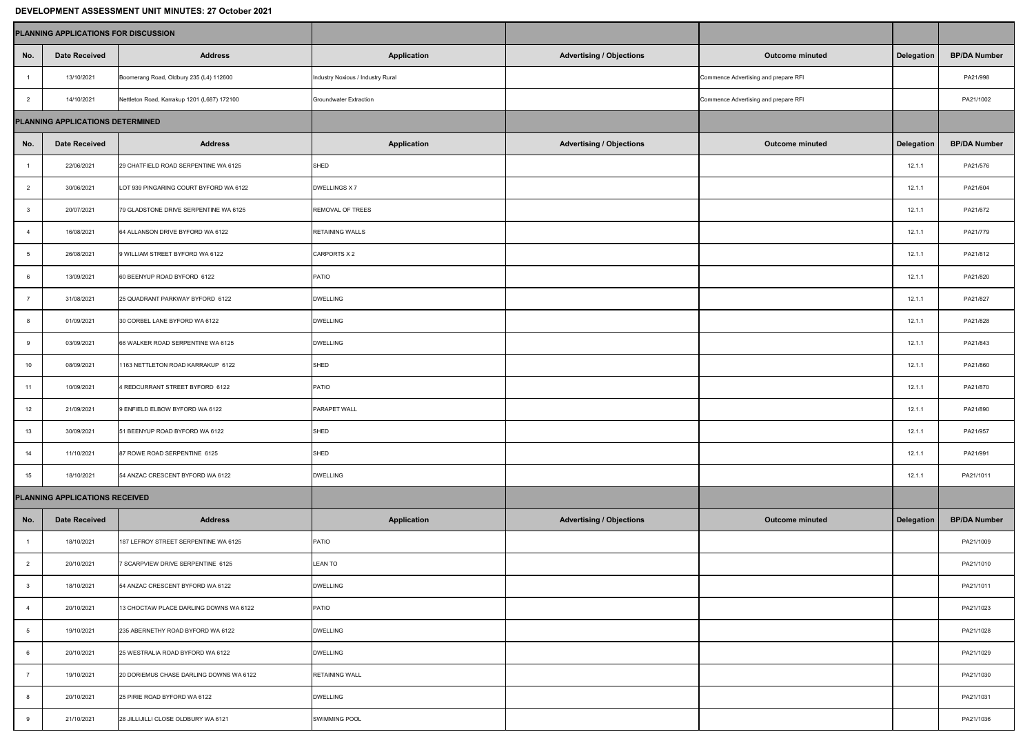# DEVELOPMENT ASSESSMENT UNIT MINUTES: 27 October 2021

## PLANNING APPLICATIONS FOR DISCUSSION

| No. | Date Received | Address | Application | Advertising / Objections | Outcome minuted | Delegation | BP/DA Number |
|---|---|---|---|---|---|---|---|
| 1 | 13/10/2021 | Boomerang Road, Oldbury 235 (L4) 112600 | Industry Noxious / Industry Rural | | Commence Advertising and prepare RFI | | PA21/998 |
| 2 | 14/10/2021 | Nettleton Road, Karrakup 1201 (L687) 172100 | Groundwater Extraction | | Commence Advertising and prepare RFI | | PA21/1002 |

## PLANNING APPLICATIONS DETERMINED

| No. | Date Received | Address | Application | Advertising / Objections | Outcome minuted | Delegation | BP/DA Number |
|---|---|---|---|---|---|---|---|
| 1 | 22/06/2021 | 29 CHATFIELD ROAD SERPENTINE WA 6125 | SHED | | | 12.1.1 | PA21/576 |
| 2 | 30/06/2021 | LOT 939 PINGARING COURT BYFORD WA 6122 | DWELLINGS X 7 | | | 12.1.1 | PA21/604 |
| 3 | 20/07/2021 | 79 GLADSTONE DRIVE SERPENTINE WA 6125 | REMOVAL OF TREES | | | 12.1.1 | PA21/672 |
| 4 | 16/08/2021 | 64 ALLANSON DRIVE BYFORD WA 6122 | RETAINING WALLS | | | 12.1.1 | PA21/779 |
| 5 | 26/08/2021 | 9 WILLIAM STREET BYFORD WA 6122 | CARPORTS X 2 | | | 12.1.1 | PA21/812 |
| 6 | 13/09/2021 | 60 BEENYUP ROAD BYFORD 6122 | PATIO | | | 12.1.1 | PA21/820 |
| 7 | 31/08/2021 | 25 QUADRANT PARKWAY BYFORD 6122 | DWELLING | | | 12.1.1 | PA21/827 |
| 8 | 01/09/2021 | 30 CORBEL LANE BYFORD WA 6122 | DWELLING | | | 12.1.1 | PA21/828 |
| 9 | 03/09/2021 | 66 WALKER ROAD SERPENTINE WA 6125 | DWELLING | | | 12.1.1 | PA21/843 |
| 10 | 08/09/2021 | 1163 NETTLETON ROAD KARRAKUP 6122 | SHED | | | 12.1.1 | PA21/860 |
| 11 | 10/09/2021 | 4 REDCURRANT STREET BYFORD 6122 | PATIO | | | 12.1.1 | PA21/870 |
| 12 | 21/09/2021 | 9 ENFIELD ELBOW BYFORD WA 6122 | PARAPET WALL | | | 12.1.1 | PA21/890 |
| 13 | 30/09/2021 | 51 BEENYUP ROAD BYFORD WA 6122 | SHED | | | 12.1.1 | PA21/957 |
| 14 | 11/10/2021 | 87 ROWE ROAD SERPENTINE 6125 | SHED | | | 12.1.1 | PA21/991 |
| 15 | 18/10/2021 | 54 ANZAC CRESCENT BYFORD WA 6122 | DWELLING | | | 12.1.1 | PA21/1011 |

## PLANNING APPLICATIONS RECEIVED

| No. | Date Received | Address | Application | Advertising / Objections | Outcome minuted | Delegation | BP/DA Number |
|---|---|---|---|---|---|---|---|
| 1 | 18/10/2021 | 187 LEFROY STREET SERPENTINE WA 6125 | PATIO | | | | PA21/1009 |
| 2 | 20/10/2021 | 7 SCARPVIEW DRIVE SERPENTINE 6125 | LEAN TO | | | | PA21/1010 |
| 3 | 18/10/2021 | 54 ANZAC CRESCENT BYFORD WA 6122 | DWELLING | | | | PA21/1011 |
| 4 | 20/10/2021 | 13 CHOCTAW PLACE DARLING DOWNS WA 6122 | PATIO | | | | PA21/1023 |
| 5 | 19/10/2021 | 235 ABERNETHY ROAD BYFORD WA 6122 | DWELLING | | | | PA21/1028 |
| 6 | 20/10/2021 | 25 WESTRALIA ROAD BYFORD WA 6122 | DWELLING | | | | PA21/1029 |
| 7 | 19/10/2021 | 20 DORIEMUS CHASE DARLING DOWNS WA 6122 | RETAINING WALL | | | | PA21/1030 |
| 8 | 20/10/2021 | 25 PIRIE ROAD BYFORD WA 6122 | DWELLING | | | | PA21/1031 |
| 9 | 21/10/2021 | 28 JILLIJILLI CLOSE OLDBURY WA 6121 | SWIMMING POOL | | | | PA21/1036 |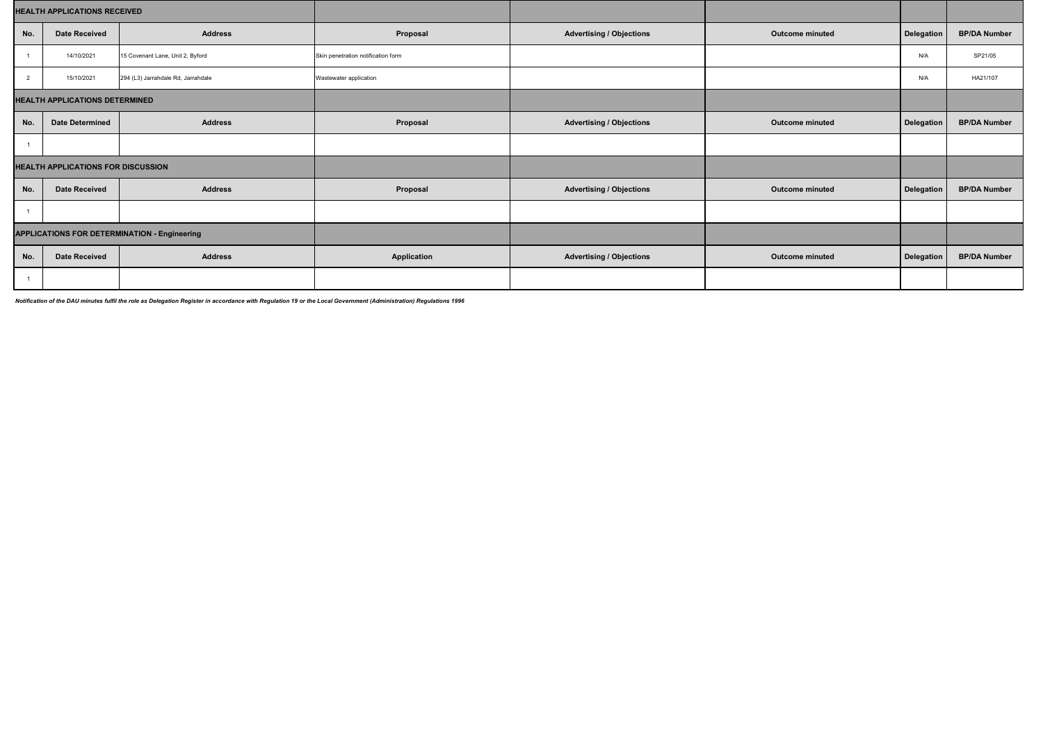| HEALTH APPLICATIONS RECEIVED | | | | | | | |
|---|---|---|---|---|---|---|---|
| **No.** | **Date Received** | **Address** | **Proposal** | **Advertising / Objections** | **Outcome minuted** | **Delegation** | **BP/DA Number** |
| 1 | 14/10/2021 | 15 Covenant Lane, Unit 2, Byford | Skin penetration notification form | | | N/A | SP21/05 |
| 2 | 15/10/2021 | 294 (L3) Jarrahdale Rd, Jarrahdale | Wastewater application | | | N/A | HA21/107 |

| HEALTH APPLICATIONS DETERMINED | | | | | | | |
|---|---|---|---|---|---|---|---|
| **No.** | **Date Determined** | **Address** | **Proposal** | **Advertising / Objections** | **Outcome minuted** | **Delegation** | **BP/DA Number** |
| 1 | | | | | | | |

| HEALTH APPLICATIONS FOR DISCUSSION | | | | | | | |
|---|---|---|---|---|---|---|---|
| **No.** | **Date Received** | **Address** | **Proposal** | **Advertising / Objections** | **Outcome minuted** | **Delegation** | **BP/DA Number** |
| 1 | | | | | | | |

| APPLICATIONS FOR DETERMINATION - Engineering | | | | | | | |
|---|---|---|---|---|---|---|---|
| **No.** | **Date Received** | **Address** | **Application** | **Advertising / Objections** | **Outcome minuted** | **Delegation** | **BP/DA Number** |
| 1 | | | | | | | |

***Notification of the DAU minutes fulfil the role as Delegation Register in accordance with Regulation 19 or the Local Government (Administration) Regulations 1996***